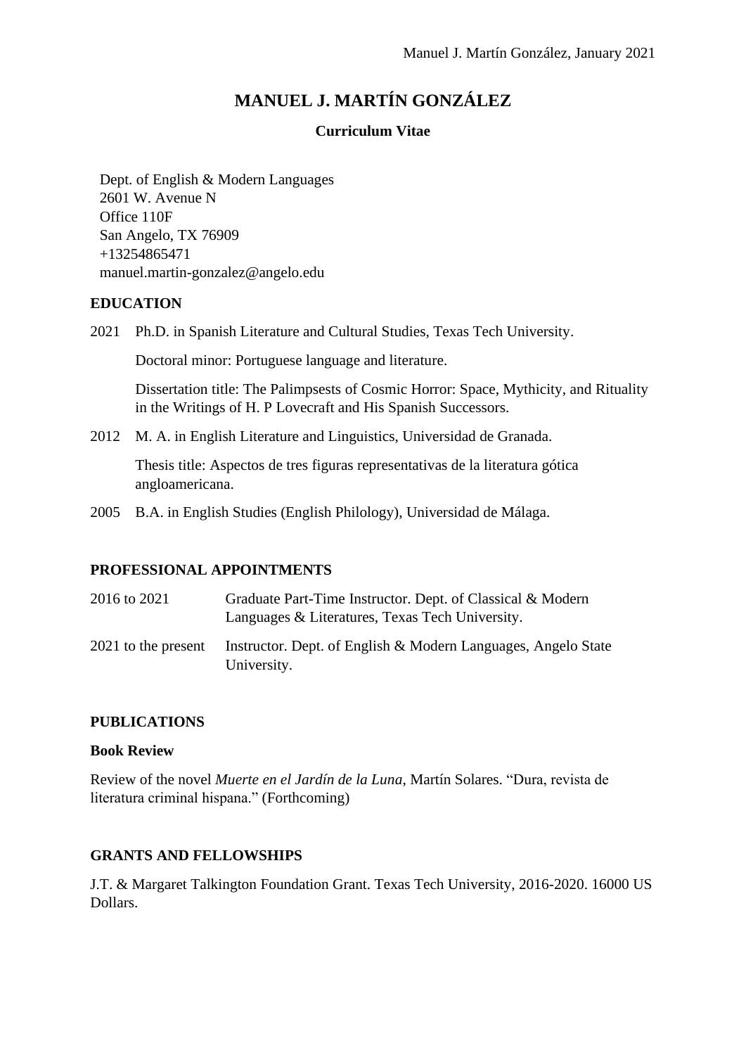# MANUEL J. MARTÍN GONZÁLEZ

**Curriculum Vitae**

Dept. of English & Modern Languages
2601 W. Avenue N
Office 110F
San Angelo, TX 76909
+13254865471
manuel.martin-gonzalez@angelo.edu

## EDUCATION

2021 Ph.D. in Spanish Literature and Cultural Studies, Texas Tech University.

Doctoral minor: Portuguese language and literature.

Dissertation title: The Palimpsests of Cosmic Horror: Space, Mythicity, and Rituality in the Writings of H. P Lovecraft and His Spanish Successors.

2012 M. A. in English Literature and Linguistics, Universidad de Granada.

Thesis title: Aspectos de tres figuras representativas de la literatura gótica angloamericana.

2005 B.A. in English Studies (English Philology), Universidad de Málaga.

## PROFESSIONAL APPOINTMENTS

2016 to 2021 Graduate Part-Time Instructor. Dept. of Classical & Modern Languages & Literatures, Texas Tech University.

2021 to the present Instructor. Dept. of English & Modern Languages, Angelo State University.

## PUBLICATIONS

### Book Review

Review of the novel *Muerte en el Jardín de la Luna*, Martín Solares. "Dura, revista de literatura criminal hispana." (Forthcoming)

## GRANTS AND FELLOWSHIPS

J.T. & Margaret Talkington Foundation Grant. Texas Tech University, 2016-2020. 16000 US Dollars.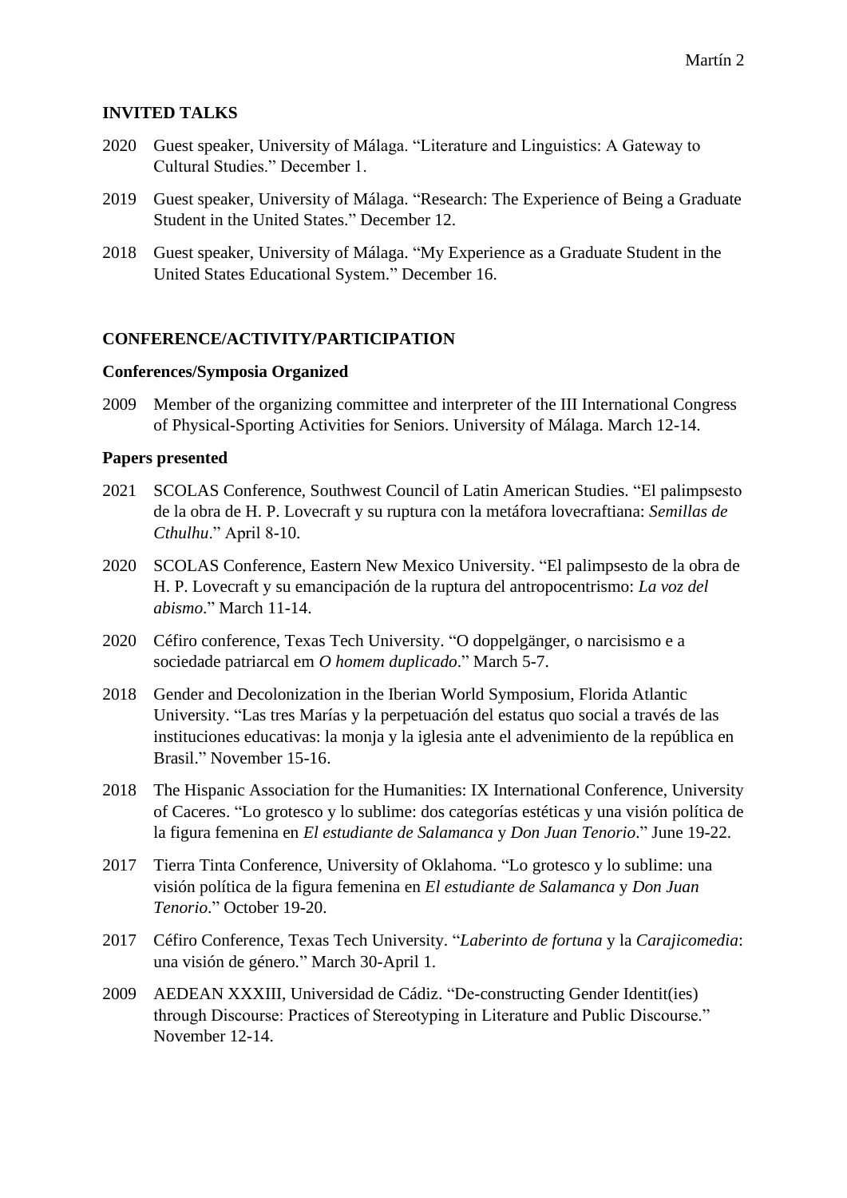## INVITED TALKS

2020 Guest speaker, University of Málaga. "Literature and Linguistics: A Gateway to Cultural Studies." December 1.

2019 Guest speaker, University of Málaga. "Research: The Experience of Being a Graduate Student in the United States." December 12.

2018 Guest speaker, University of Málaga. "My Experience as a Graduate Student in the United States Educational System." December 16.

## CONFERENCE/ACTIVITY/PARTICIPATION

### Conferences/Symposia Organized

2009 Member of the organizing committee and interpreter of the III International Congress of Physical-Sporting Activities for Seniors. University of Málaga. March 12-14.

### Papers presented

2021 SCOLAS Conference, Southwest Council of Latin American Studies. "El palimpsesto de la obra de H. P. Lovecraft y su ruptura con la metáfora lovecraftiana: *Semillas de Cthulhu*." April 8-10.

2020 SCOLAS Conference, Eastern New Mexico University. "El palimpsesto de la obra de H. P. Lovecraft y su emancipación de la ruptura del antropocentrismo: *La voz del abismo*." March 11-14.

2020 Céfiro conference, Texas Tech University. "O doppelgänger, o narcisismo e a sociedade patriarcal em *O homem duplicado*." March 5-7.

2018 Gender and Decolonization in the Iberian World Symposium, Florida Atlantic University. "Las tres Marías y la perpetuación del estatus quo social a través de las instituciones educativas: la monja y la iglesia ante el advenimiento de la república en Brasil." November 15-16.

2018 The Hispanic Association for the Humanities: IX International Conference, University of Caceres. "Lo grotesco y lo sublime: dos categorías estéticas y una visión política de la figura femenina en *El estudiante de Salamanca* y *Don Juan Tenorio*." June 19-22.

2017 Tierra Tinta Conference, University of Oklahoma. "Lo grotesco y lo sublime: una visión política de la figura femenina en *El estudiante de Salamanca* y *Don Juan Tenorio*." October 19-20.

2017 Céfiro Conference, Texas Tech University. "*Laberinto de fortuna* y la *Carajicomedia*: una visión de género." March 30-April 1.

2009 AEDEAN XXXIII, Universidad de Cádiz. "De-constructing Gender Identit(ies) through Discourse: Practices of Stereotyping in Literature and Public Discourse." November 12-14.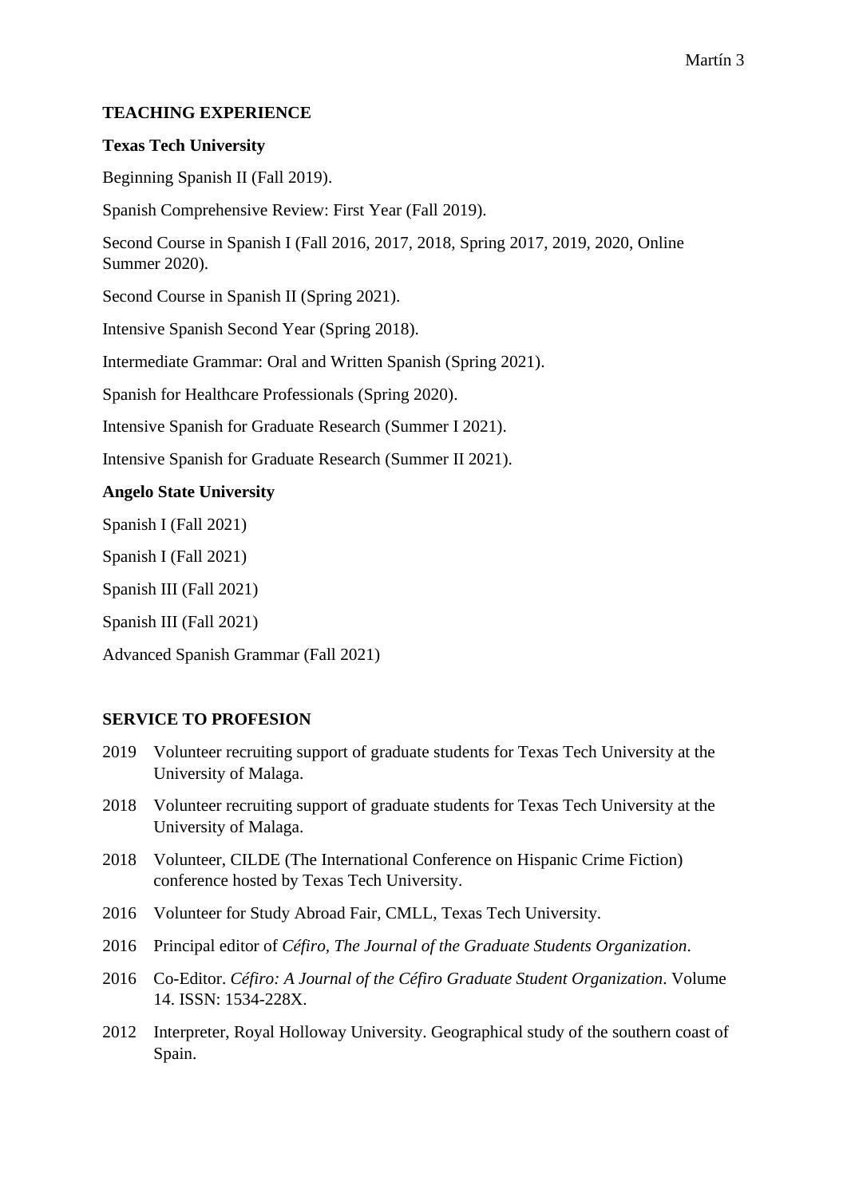## TEACHING EXPERIENCE

### Texas Tech University

Beginning Spanish II (Fall 2019).

Spanish Comprehensive Review: First Year (Fall 2019).

Second Course in Spanish I (Fall 2016, 2017, 2018, Spring 2017, 2019, 2020, Online Summer 2020).

Second Course in Spanish II (Spring 2021).

Intensive Spanish Second Year (Spring 2018).

Intermediate Grammar: Oral and Written Spanish (Spring 2021).

Spanish for Healthcare Professionals (Spring 2020).

Intensive Spanish for Graduate Research (Summer I 2021).

Intensive Spanish for Graduate Research (Summer II 2021).

### Angelo State University

Spanish I (Fall 2021)

Spanish I (Fall 2021)

Spanish III (Fall 2021)

Spanish III (Fall 2021)

Advanced Spanish Grammar (Fall 2021)

## SERVICE TO PROFESION

2019 Volunteer recruiting support of graduate students for Texas Tech University at the University of Malaga.

2018 Volunteer recruiting support of graduate students for Texas Tech University at the University of Malaga.

2018 Volunteer, CILDE (The International Conference on Hispanic Crime Fiction) conference hosted by Texas Tech University.

2016 Volunteer for Study Abroad Fair, CMLL, Texas Tech University.

2016 Principal editor of *Céfiro, The Journal of the Graduate Students Organization*.

2016 Co-Editor. *Céfiro: A Journal of the Céfiro Graduate Student Organization*. Volume 14. ISSN: 1534-228X.

2012 Interpreter, Royal Holloway University. Geographical study of the southern coast of Spain.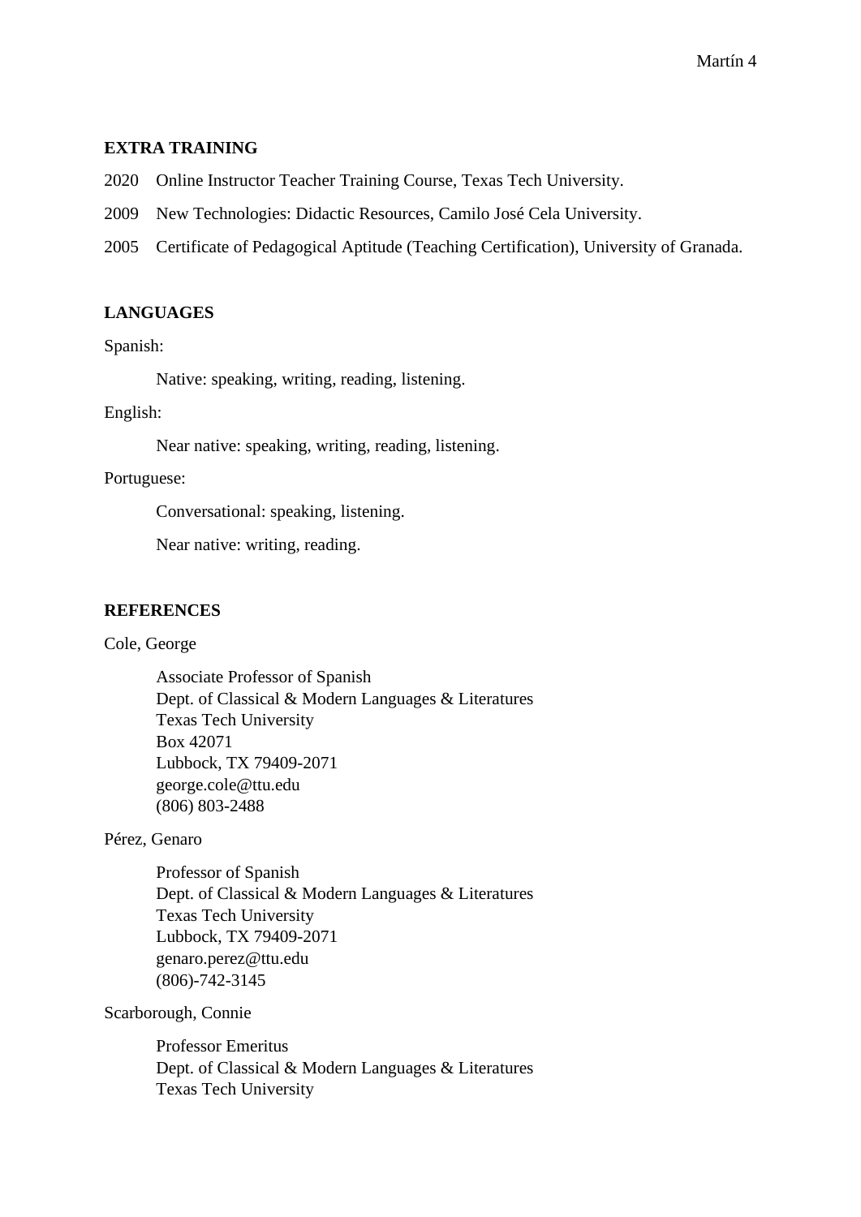## EXTRA TRAINING

2020 Online Instructor Teacher Training Course, Texas Tech University.

2009 New Technologies: Didactic Resources, Camilo José Cela University.

2005 Certificate of Pedagogical Aptitude (Teaching Certification), University of Granada.

## LANGUAGES

Spanish:

Native: speaking, writing, reading, listening.

English:

Near native: speaking, writing, reading, listening.

Portuguese:

Conversational: speaking, listening.

Near native: writing, reading.

## REFERENCES

Cole, George

Associate Professor of Spanish
Dept. of Classical & Modern Languages & Literatures
Texas Tech University
Box 42071
Lubbock, TX 79409-2071
george.cole@ttu.edu
(806) 803-2488

Pérez, Genaro

Professor of Spanish
Dept. of Classical & Modern Languages & Literatures
Texas Tech University
Lubbock, TX 79409-2071
genaro.perez@ttu.edu
(806)-742-3145

Scarborough, Connie

Professor Emeritus
Dept. of Classical & Modern Languages & Literatures
Texas Tech University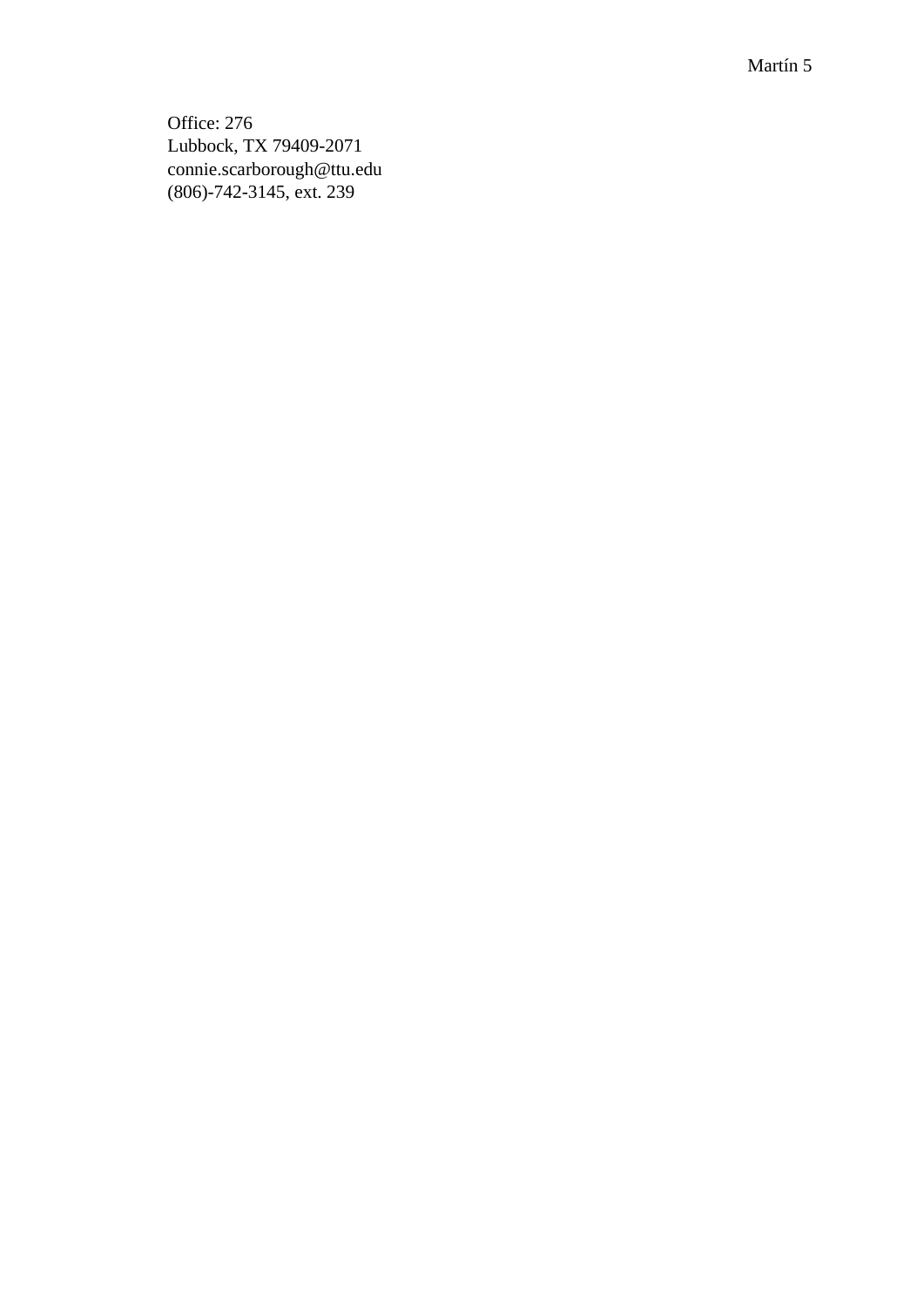Office: 276  
Lubbock, TX 79409-2071  
connie.scarborough@ttu.edu  
(806)-742-3145, ext. 239